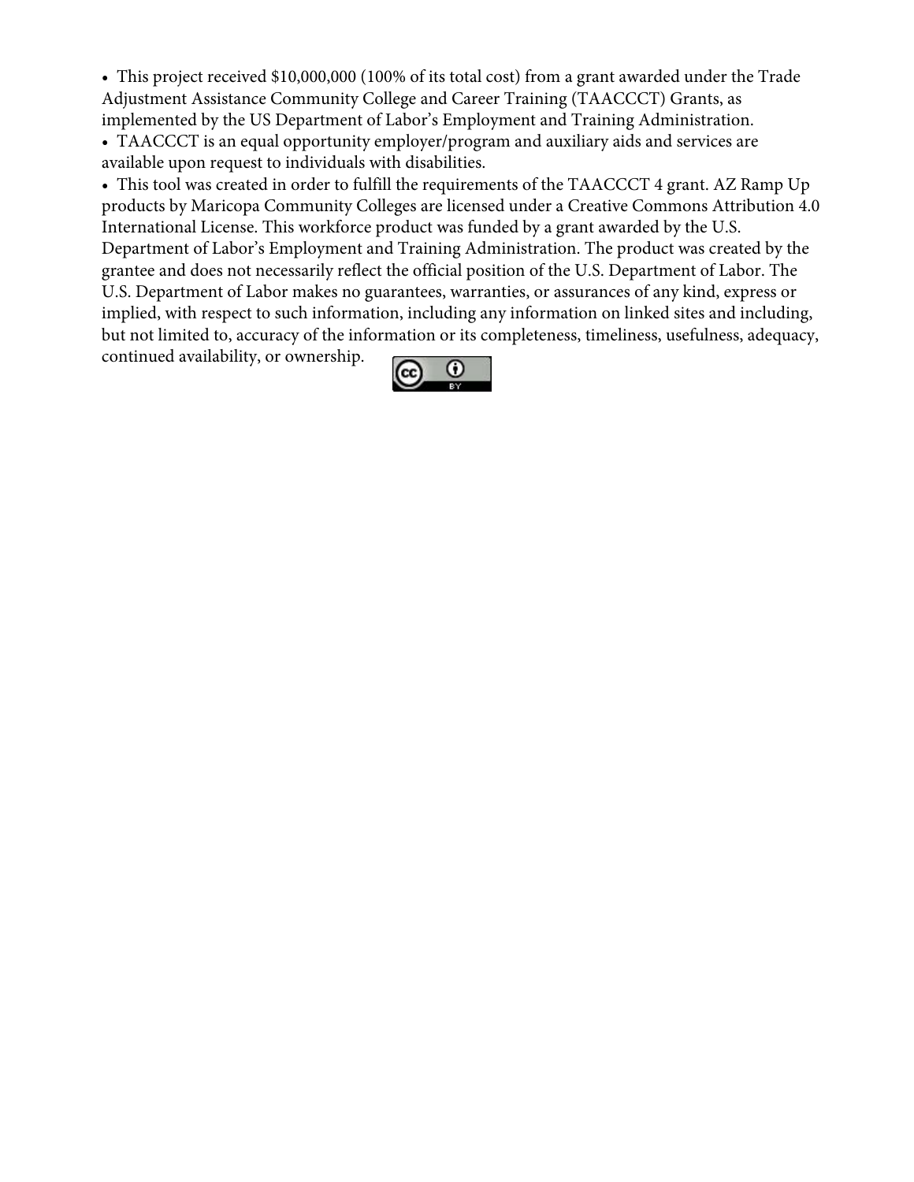- This project received $10,000,000 (100% of its total cost) from a grant awarded under the Trade Adjustment Assistance Community College and Career Training (TAACCCT) Grants, as implemented by the US Department of Labor's Employment and Training Administration.
- TAACCCT is an equal opportunity employer/program and auxiliary aids and services are available upon request to individuals with disabilities.
- This tool was created in order to fulfill the requirements of the TAACCCT 4 grant. AZ Ramp Up products by Maricopa Community Colleges are licensed under a Creative Commons Attribution 4.0 International License. This workforce product was funded by a grant awarded by the U.S. Department of Labor's Employment and Training Administration. The product was created by the grantee and does not necessarily reflect the official position of the U.S. Department of Labor. The U.S. Department of Labor makes no guarantees, warranties, or assurances of any kind, express or implied, with respect to such information, including any information on linked sites and including, but not limited to, accuracy of the information or its completeness, timeliness, usefulness, adequacy, continued availability, or ownership.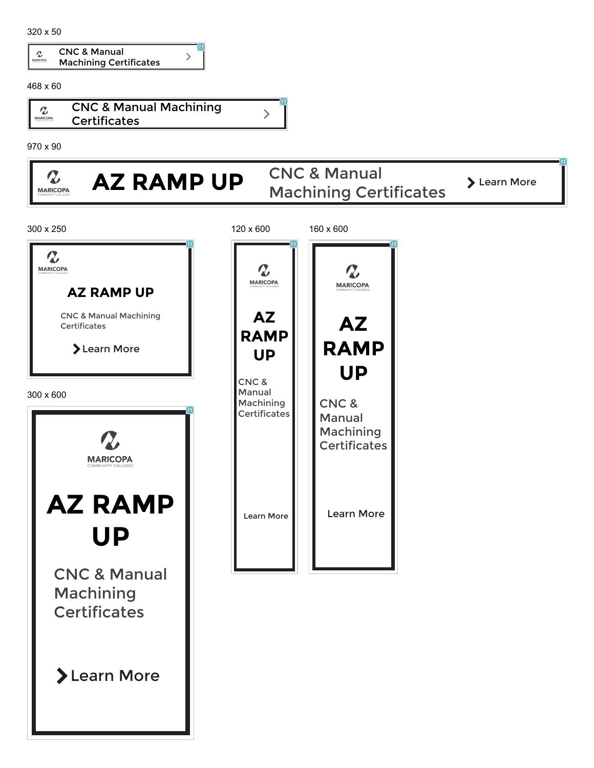320 x 50

MARICOPA COMMUNITY COLLEGES

CNC & Manual Machining Certificates

468 x 60

MARICOPA COMMUNITY COLLEGES

CNC & Manual Machining Certificates

970 x 90

MARICOPA COMMUNITY COLLEGES

**AZ RAMP UP**

CNC & Manual Machining Certificates

Learn More

300 x 250

MARICOPA COMMUNITY COLLEGES

**AZ RAMP UP**

CNC & Manual Machining Certificates

Learn More

300 x 600

MARICOPA COMMUNITY COLLEGES

**AZ RAMP UP**

CNC & Manual Machining Certificates

Learn More

120 x 600

MARICOPA COMMUNITY COLLEGES

**AZ RAMP UP**

CNC & Manual Machining Certificates

Learn More

160 x 600

MARICOPA COMMUNITY COLLEGES

**AZ RAMP UP**

CNC & Manual Machining Certificates

Learn More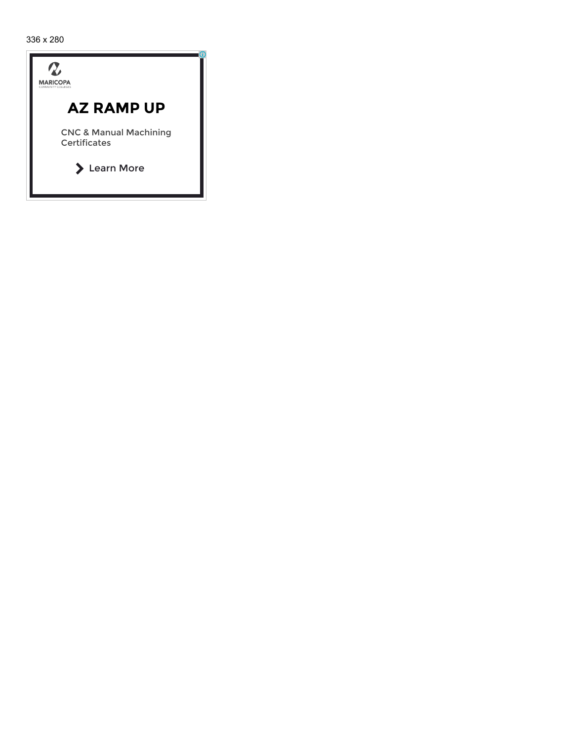336 x 280

MARICOPA
COMMUNITY COLLEGES

**AZ RAMP UP**

CNC & Manual Machining Certificates

Learn More